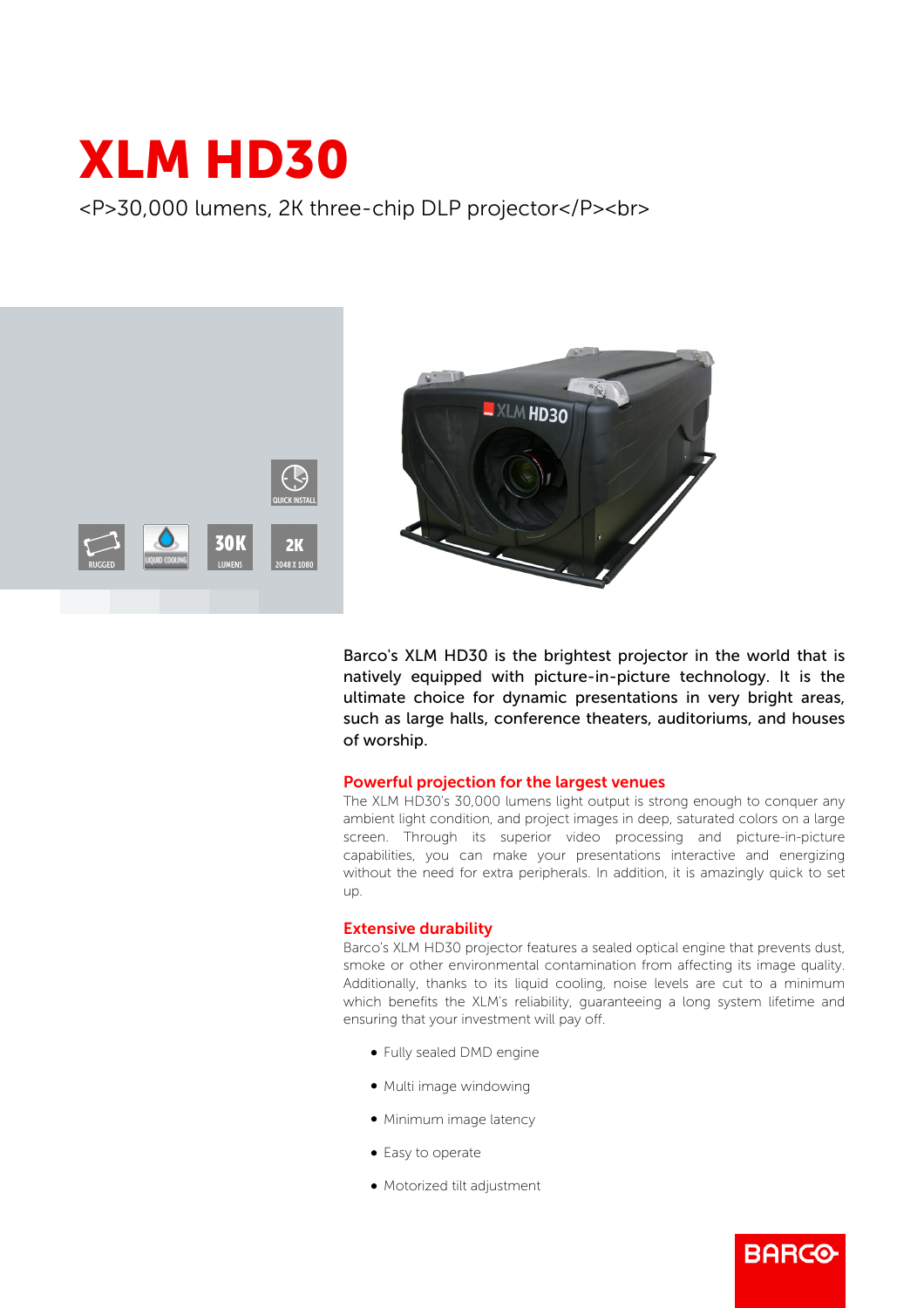# XLM HD30

<P>30,000 lumens, 2K three-chip DLP projector</P><br>

Barco's XLM HD30 is the brightest projector in the world that is natively equipped with picture-in-picture technology. It is the ultimate choice for dynamic presentations in very bright areas, such as large halls, conference theaters, auditoriums, and houses of worship.

## Powerful projection for the largest venues

The XLM HD30's 30,000 lumens light output is strong enough to conquer any ambient light condition, and project images in deep, saturated colors on a large screen. Through its superior video processing and picture-in-picture capabilities, you can make your presentations interactive and energizing without the need for extra peripherals. In addition, it is amazingly quick to set up.

## Extensive durability

Barco's XLM HD30 projector features a sealed optical engine that prevents dust, smoke or other environmental contamination from affecting its image quality. Additionally, thanks to its liquid cooling, noise levels are cut to a minimum which benefits the XLM's reliability, guaranteeing a long system lifetime and ensuring that your investment will pay off.

- Fully sealed DMD engine
- Multi image windowing
- Minimum image latency
- Easy to operate
- Motorized tilt adjustment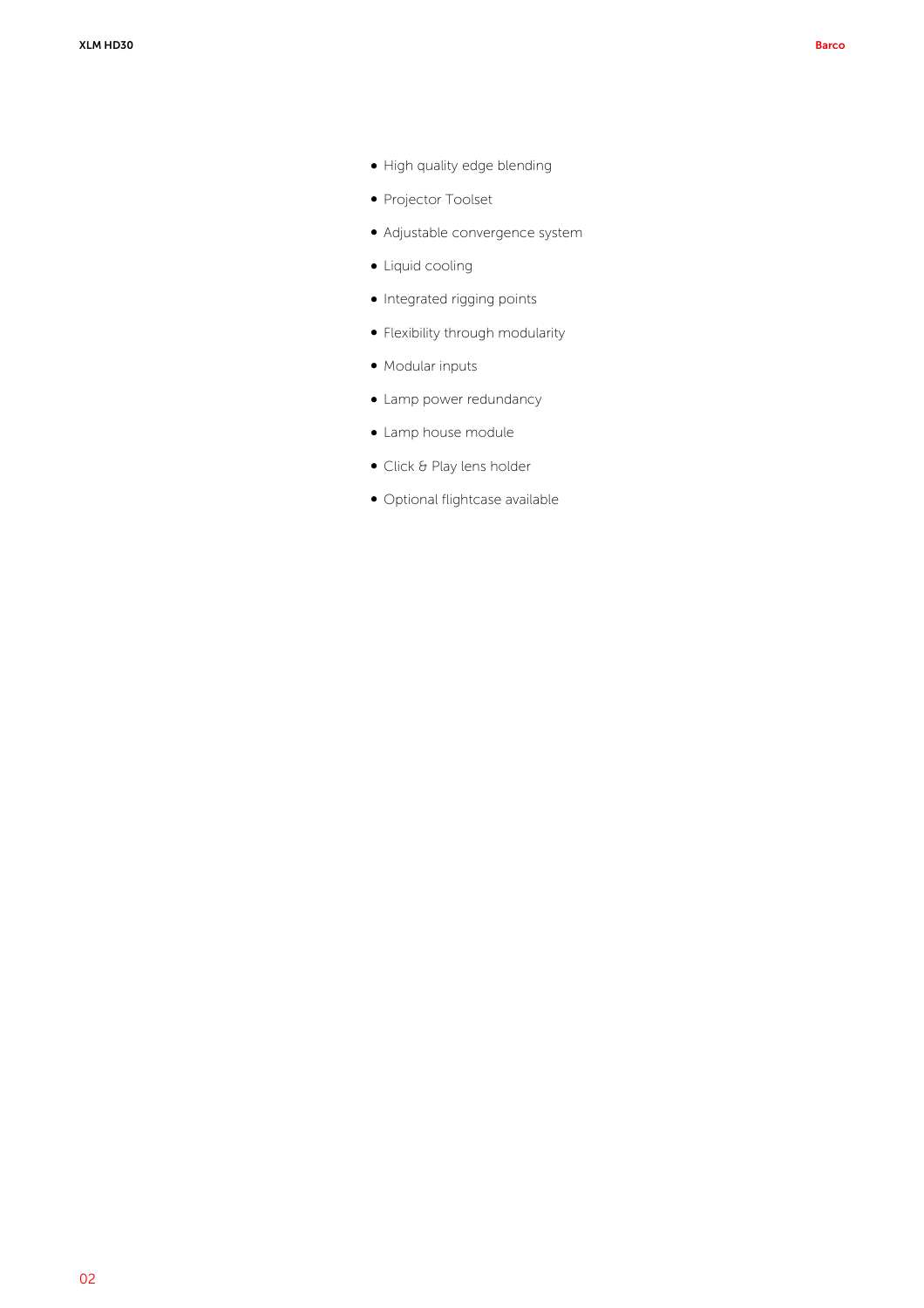- High quality edge blending
- Projector Toolset
- Adjustable convergence system
- Liquid cooling
- Integrated rigging points
- Flexibility through modularity
- Modular inputs
- Lamp power redundancy
- Lamp house module
- Click & Play lens holder
- Optional flightcase available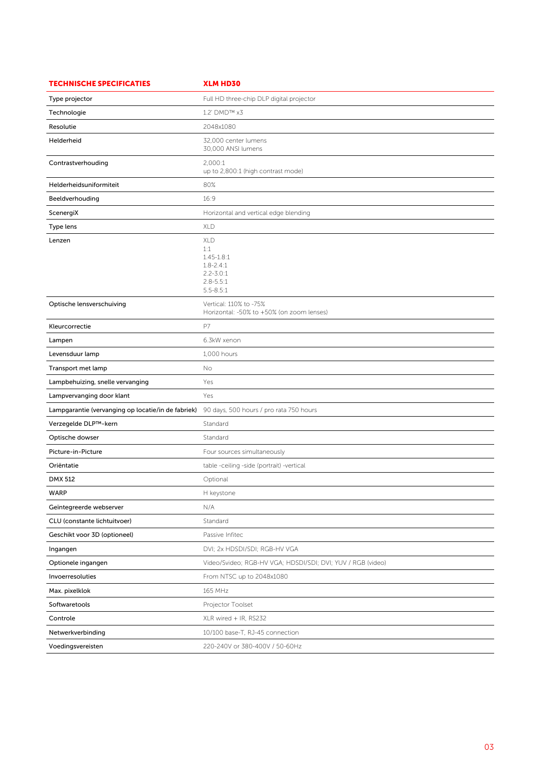| TECHNISCHE SPECIFICATIES | XLM HD30 |
|---|---|
| Type projector | Full HD three-chip DLP digital projector |
| Technologie | 1.2' DMD™ x3 |
| Resolutie | 2048x1080 |
| Helderheid | 32,000 center lumens<br>30,000 ANSI lumens |
| Contrastverhouding | 2,000:1<br>up to 2,800:1 (high contrast mode) |
| Helderheidsuniformiteit | 80% |
| Beeldverhouding | 16:9 |
| ScenergiX | Horizontal and vertical edge blending |
| Type lens | XLD |
| Lenzen | XLD<br>1:1<br>1.45-1.8:1<br>1.8-2.4:1<br>2.2-3.0:1<br>2.8-5.5:1<br>5.5-8.5:1 |
| Optische lensverschuiving | Vertical: 110% to -75%<br>Horizontal: -50% to +50% (on zoom lenses) |
| Kleurcorrectie | P7 |
| Lampen | 6.3kW xenon |
| Levensduur lamp | 1,000 hours |
| Transport met lamp | No |
| Lampbehuizing, snelle vervanging | Yes |
| Lampvervanging door klant | Yes |
| Lampgarantie (vervanging op locatie/in de fabriek) | 90 days, 500 hours / pro rata 750 hours |
| Verzegelde DLP™-kern | Standard |
| Optische dowser | Standard |
| Picture-in-Picture | Four sources simultaneously |
| Oriëntatie | table -ceiling -side (portrait) -vertical |
| DMX 512 | Optional |
| WARP | H keystone |
| Geïntegreerde webserver | N/A |
| CLU (constante lichtuitvoer) | Standard |
| Geschikt voor 3D (optioneel) | Passive Infitec |
| Ingangen | DVI; 2x HDSDI/SDI; RGB-HV VGA |
| Optionele ingangen | Video/Svideo; RGB-HV VGA; HDSDI/SDI; DVI; YUV / RGB (video) |
| Invoerresoluties | From NTSC up to 2048x1080 |
| Max. pixelklok | 165 MHz |
| Softwaretools | Projector Toolset |
| Controle | XLR wired + IR, RS232 |
| Netwerkverbinding | 10/100 base-T, RJ-45 connection |
| Voedingsvereisten | 220-240V or 380-400V / 50-60Hz |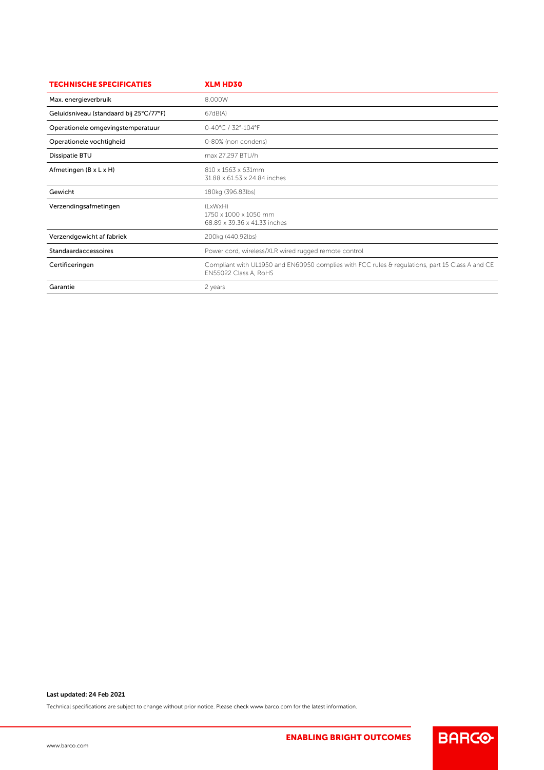| TECHNISCHE SPECIFICATIES | XLM HD30 |
|---|---|
| Max. energieverbruik | 8,000W |
| Geluidsniveau (standaard bij 25°C/77°F) | 67dB(A) |
| Operationele omgevingstemperatuur | 0-40°C / 32°-104°F |
| Operationele vochtigheid | 0-80% (non condens) |
| Dissipatie BTU | max 27,297 BTU/h |
| Afmetingen (B x L x H) | 810 x 1563 x 631mm<br>31.88 x 61.53 x 24.84 inches |
| Gewicht | 180kg (396.83lbs) |
| Verzendingsafmetingen | (LxWxH)<br>1750 x 1000 x 1050 mm<br>68.89 x 39.36 x 41.33 inches |
| Verzendgewicht af fabriek | 200kg (440.92lbs) |
| Standaardaccessoires | Power cord, wireless/XLR wired rugged remote control |
| Certificeringen | Compliant with UL1950 and EN60950 complies with FCC rules & regulations, part 15 Class A and CE EN55022 Class A, RoHS |
| Garantie | 2 years |

**Last updated: 24 Feb 2021**

Technical specifications are subject to change without prior notice. Please check www.barco.com for the latest information.

ENABLING BRIGHT OUTCOMES

www.barco.com